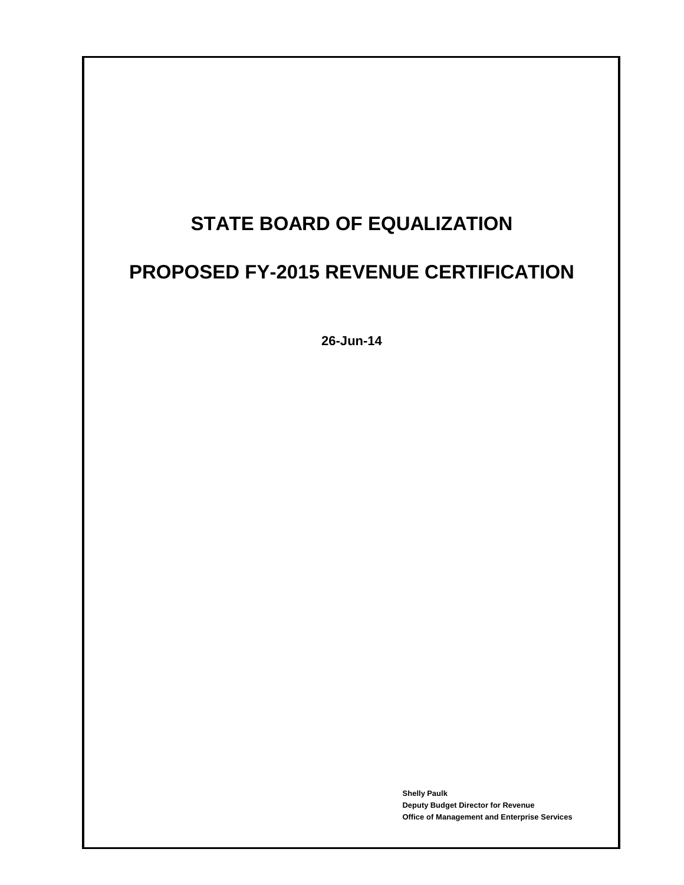# STATE BOARD OF EQUALIZATION

# PROPOSED FY-2015 REVENUE CERTIFICATION

**26-Jun-14**

**Shelly Paulk**
**Deputy Budget Director for Revenue**
**Office of Management and Enterprise Services**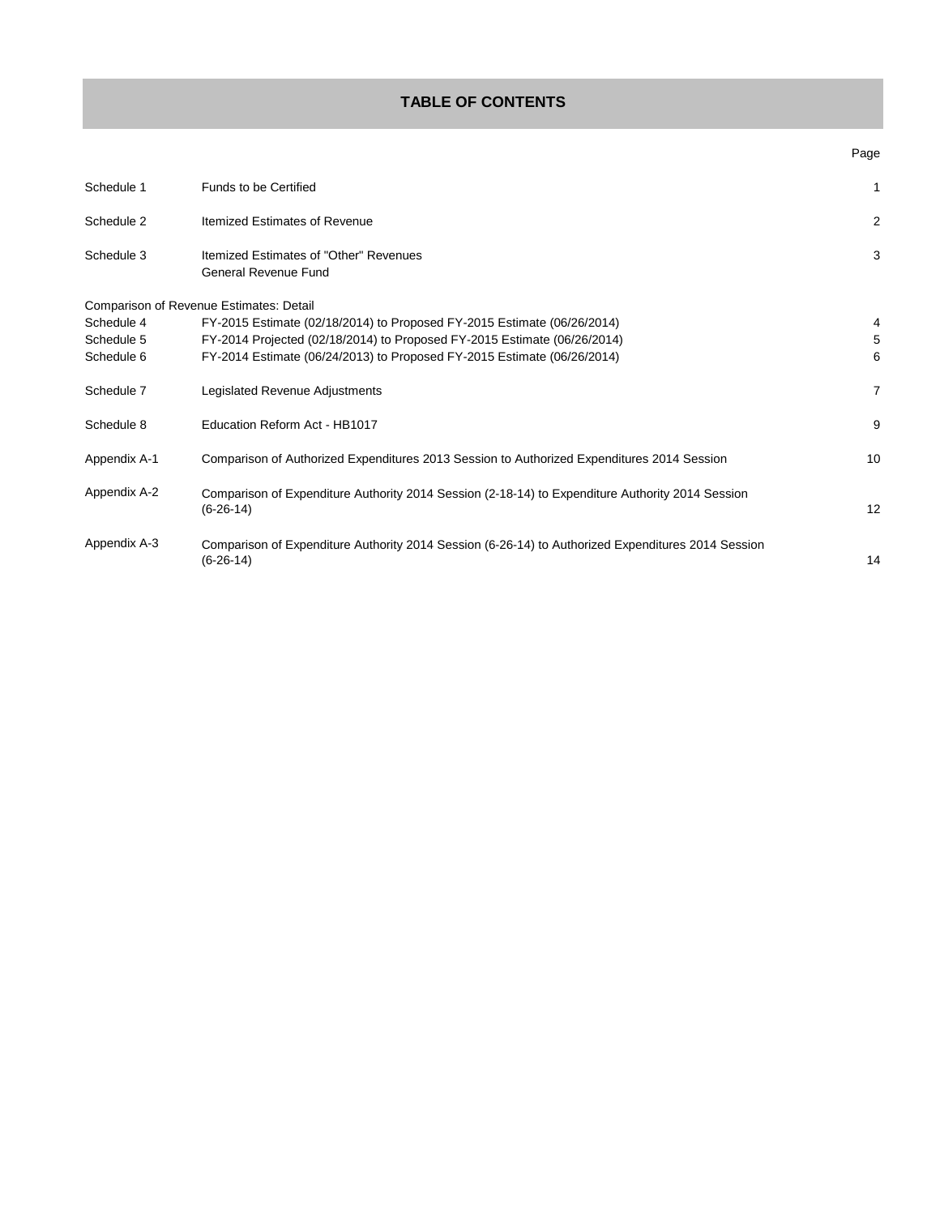# TABLE OF CONTENTS

| | | Page |
|---|---|---|
| Schedule 1 | Funds to be Certified | 1 |
| Schedule 2 | Itemized Estimates of Revenue | 2 |
| Schedule 3 | Itemized Estimates of "Other" Revenues<br>General Revenue Fund | 3 |
| Comparison of Revenue Estimates: Detail | | |
| Schedule 4 | FY-2015 Estimate (02/18/2014) to Proposed FY-2015 Estimate (06/26/2014) | 4 |
| Schedule 5 | FY-2014 Projected (02/18/2014) to Proposed FY-2015 Estimate (06/26/2014) | 5 |
| Schedule 6 | FY-2014 Estimate (06/24/2013) to Proposed FY-2015 Estimate (06/26/2014) | 6 |
| Schedule 7 | Legislated Revenue Adjustments | 7 |
| Schedule 8 | Education Reform Act - HB1017 | 9 |
| Appendix A-1 | Comparison of Authorized Expenditures 2013 Session to Authorized Expenditures 2014 Session | 10 |
| Appendix A-2 | Comparison of Expenditure Authority 2014 Session (2-18-14) to Expenditure Authority 2014 Session (6-26-14) | 12 |
| Appendix A-3 | Comparison of Expenditure Authority 2014 Session (6-26-14) to Authorized Expenditures 2014 Session (6-26-14) | 14 |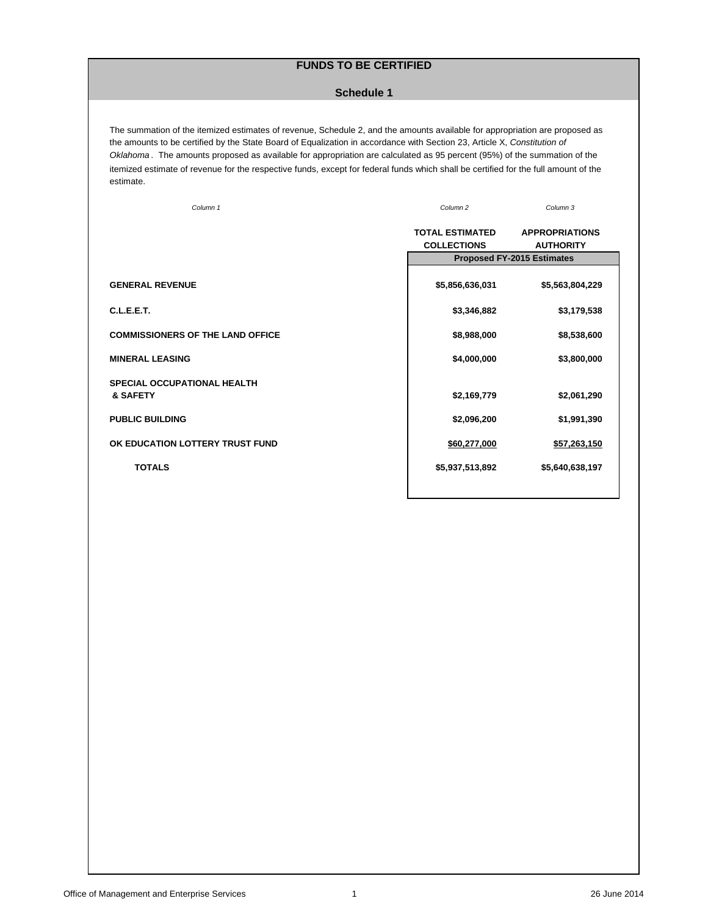# FUNDS TO BE CERTIFIED

## Schedule 1

The summation of the itemized estimates of revenue, Schedule 2, and the amounts available for appropriation are proposed as the amounts to be certified by the State Board of Equalization in accordance with Section 23, Article X, *Constitution of Oklahoma*. The amounts proposed as available for appropriation are calculated as 95 percent (95%) of the summation of the itemized estimate of revenue for the respective funds, except for federal funds which shall be certified for the full amount of the estimate.

| *Column 1* | *Column 2* | *Column 3* |
|---|---|---|
| | **TOTAL ESTIMATED COLLECTIONS** | **APPROPRIATIONS AUTHORITY** |
| | **Proposed FY-2015 Estimates** | |
| **GENERAL REVENUE** | **$5,856,636,031** | **$5,563,804,229** |
| **C.L.E.E.T.** | **$3,346,882** | **$3,179,538** |
| **COMMISSIONERS OF THE LAND OFFICE** | **$8,988,000** | **$8,538,600** |
| **MINERAL LEASING** | **$4,000,000** | **$3,800,000** |
| **SPECIAL OCCUPATIONAL HEALTH & SAFETY** | **$2,169,779** | **$2,061,290** |
| **PUBLIC BUILDING** | **$2,096,200** | **$1,991,390** |
| **OK EDUCATION LOTTERY TRUST FUND** | **$60,277,000** | **$57,263,150** |
| **TOTALS** | **$5,937,513,892** | **$5,640,638,197** |

Office of Management and Enterprise Services — 26 June 2014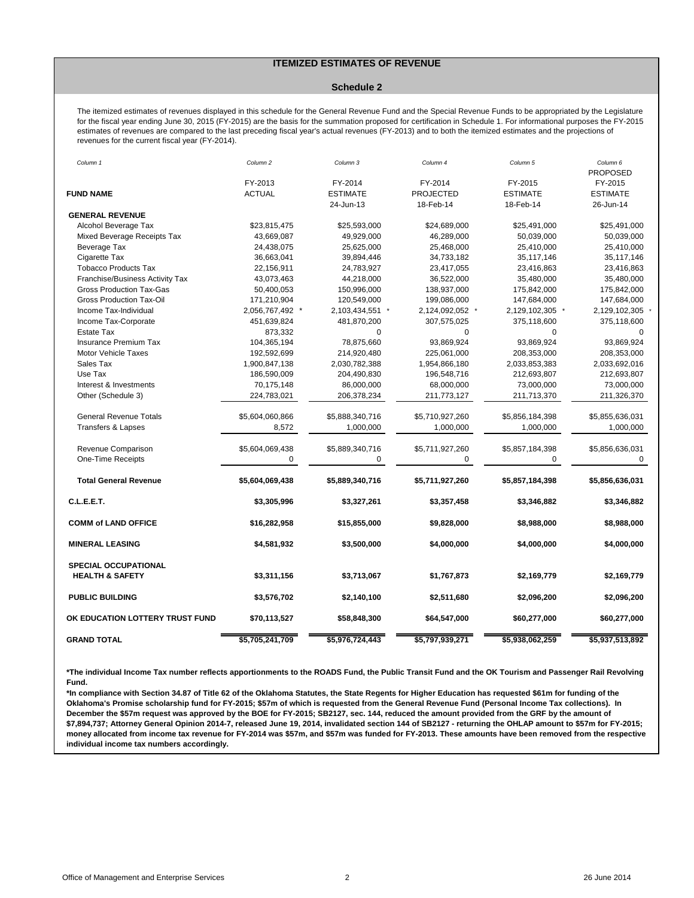# ITEMIZED ESTIMATES OF REVENUE

## Schedule 2

The itemized estimates of revenues displayed in this schedule for the General Revenue Fund and the Special Revenue Funds to be appropriated by the Legislature for the fiscal year ending June 30, 2015 (FY-2015) are the basis for the summation proposed for certification in Schedule 1. For informational purposes the FY-2015 estimates of revenues are compared to the last preceding fiscal year's actual revenues (FY-2013) and to both the itemized estimates and the projections of revenues for the current fiscal year (FY-2014).

| *Column 1* | *Column 2* | *Column 3* | *Column 4* | *Column 5* | *Column 6* |
|---|---|---|---|---|---|
| | | | | | PROPOSED |
| | FY-2013 | FY-2014 | FY-2014 | FY-2015 | FY-2015 |
| **FUND NAME** | ACTUAL | ESTIMATE | PROJECTED | ESTIMATE | ESTIMATE |
| | | 24-Jun-13 | 18-Feb-14 | 18-Feb-14 | 26-Jun-14 |
| **GENERAL REVENUE** | | | | | |
| Alcohol Beverage Tax | $23,815,475 | $25,593,000 | $24,689,000 | $25,491,000 | $25,491,000 |
| Mixed Beverage Receipts Tax | 43,669,087 | 49,929,000 | 46,289,000 | 50,039,000 | 50,039,000 |
| Beverage Tax | 24,438,075 | 25,625,000 | 25,468,000 | 25,410,000 | 25,410,000 |
| Cigarette Tax | 36,663,041 | 39,894,446 | 34,733,182 | 35,117,146 | 35,117,146 |
| Tobacco Products Tax | 22,156,911 | 24,783,927 | 23,417,055 | 23,416,863 | 23,416,863 |
| Franchise/Business Activity Tax | 43,073,463 | 44,218,000 | 36,522,000 | 35,480,000 | 35,480,000 |
| Gross Production Tax-Gas | 50,400,053 | 150,996,000 | 138,937,000 | 175,842,000 | 175,842,000 |
| Gross Production Tax-Oil | 171,210,904 | 120,549,000 | 199,086,000 | 147,684,000 | 147,684,000 |
| Income Tax-Individual | 2,056,767,492 * | 2,103,434,551 * | 2,124,092,052 * | 2,129,102,305 * | 2,129,102,305 * |
| Income Tax-Corporate | 451,639,824 | 481,870,200 | 307,575,025 | 375,118,600 | 375,118,600 |
| Estate Tax | 873,332 | 0 | 0 | 0 | 0 |
| Insurance Premium Tax | 104,365,194 | 78,875,660 | 93,869,924 | 93,869,924 | 93,869,924 |
| Motor Vehicle Taxes | 192,592,699 | 214,920,480 | 225,061,000 | 208,353,000 | 208,353,000 |
| Sales Tax | 1,900,847,138 | 2,030,782,388 | 1,954,866,180 | 2,033,853,383 | 2,033,692,016 |
| Use Tax | 186,590,009 | 204,490,830 | 196,548,716 | 212,693,807 | 212,693,807 |
| Interest & Investments | 70,175,148 | 86,000,000 | 68,000,000 | 73,000,000 | 73,000,000 |
| Other (Schedule 3) | 224,783,021 | 206,378,234 | 211,773,127 | 211,713,370 | 211,326,370 |
| General Revenue Totals | $5,604,060,866 | $5,888,340,716 | $5,710,927,260 | $5,856,184,398 | $5,855,636,031 |
| Transfers & Lapses | 8,572 | 1,000,000 | 1,000,000 | 1,000,000 | 1,000,000 |
| Revenue Comparison | $5,604,069,438 | $5,889,340,716 | $5,711,927,260 | $5,857,184,398 | $5,856,636,031 |
| One-Time Receipts | 0 | 0 | 0 | 0 | 0 |
| **Total General Revenue** | **$5,604,069,438** | **$5,889,340,716** | **$5,711,927,260** | **$5,857,184,398** | **$5,856,636,031** |
| **C.L.E.E.T.** | **$3,305,996** | **$3,327,261** | **$3,357,458** | **$3,346,882** | **$3,346,882** |
| **COMM of LAND OFFICE** | **$16,282,958** | **$15,855,000** | **$9,828,000** | **$8,988,000** | **$8,988,000** |
| **MINERAL LEASING** | **$4,581,932** | **$3,500,000** | **$4,000,000** | **$4,000,000** | **$4,000,000** |
| **SPECIAL OCCUPATIONAL HEALTH & SAFETY** | **$3,311,156** | **$3,713,067** | **$1,767,873** | **$2,169,779** | **$2,169,779** |
| **PUBLIC BUILDING** | **$3,576,702** | **$2,140,100** | **$2,511,680** | **$2,096,200** | **$2,096,200** |
| **OK EDUCATION LOTTERY TRUST FUND** | **$70,113,527** | **$58,848,300** | **$64,547,000** | **$60,277,000** | **$60,277,000** |
| **GRAND TOTAL** | **$5,705,241,709** | **$5,976,724,443** | **$5,797,939,271** | **$5,938,062,259** | **$5,937,513,892** |

**\*The individual Income Tax number reflects apportionments to the ROADS Fund, the Public Transit Fund and the OK Tourism and Passenger Rail Revolving Fund.**

**\*In compliance with Section 34.87 of Title 62 of the Oklahoma Statutes, the State Regents for Higher Education has requested $61m for funding of the Oklahoma's Promise scholarship fund for FY-2015; $57m of which is requested from the General Revenue Fund (Personal Income Tax collections). In December the $57m request was approved by the BOE for FY-2015; SB2127, sec. 144, reduced the amount provided from the GRF by the amount of $7,894,737; Attorney General Opinion 2014-7, released June 19, 2014, invalidated section 144 of SB2127 - returning the OHLAP amount to $57m for FY-2015; money allocated from income tax revenue for FY-2014 was $57m, and $57m was funded for FY-2013. These amounts have been removed from the respective individual income tax numbers accordingly.**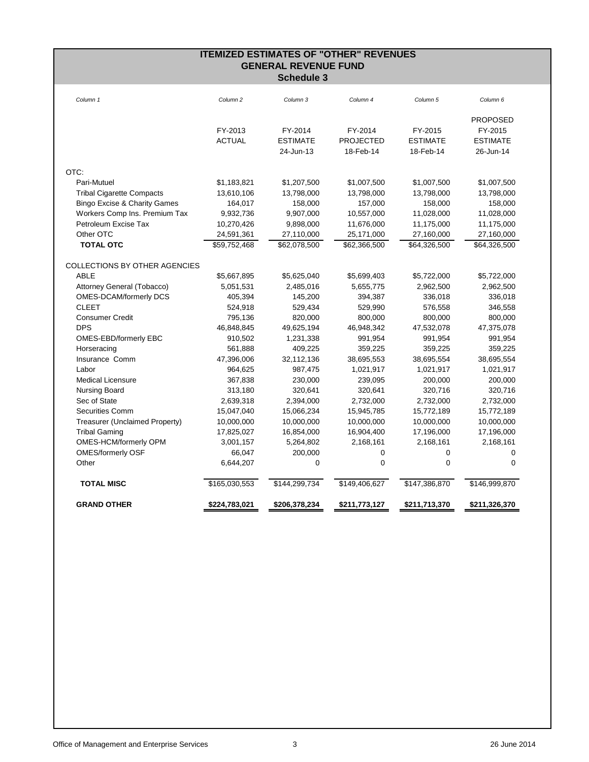# ITEMIZED ESTIMATES OF "OTHER" REVENUES
## GENERAL REVENUE FUND
### Schedule 3

| *Column 1* | *Column 2* | *Column 3* | *Column 4* | *Column 5* | *Column 6* |
|---|---|---|---|---|---|
| | FY-2013 ACTUAL | FY-2014 ESTIMATE 24-Jun-13 | FY-2014 PROJECTED 18-Feb-14 | FY-2015 ESTIMATE 18-Feb-14 | PROPOSED FY-2015 ESTIMATE 26-Jun-14 |
| OTC: | | | | | |
| Pari-Mutuel | $1,183,821 | $1,207,500 | $1,007,500 | $1,007,500 | $1,007,500 |
| Tribal Cigarette Compacts | 13,610,106 | 13,798,000 | 13,798,000 | 13,798,000 | 13,798,000 |
| Bingo Excise & Charity Games | 164,017 | 158,000 | 157,000 | 158,000 | 158,000 |
| Workers Comp Ins. Premium Tax | 9,932,736 | 9,907,000 | 10,557,000 | 11,028,000 | 11,028,000 |
| Petroleum Excise Tax | 10,270,426 | 9,898,000 | 11,676,000 | 11,175,000 | 11,175,000 |
| Other OTC | 24,591,361 | 27,110,000 | 25,171,000 | 27,160,000 | 27,160,000 |
| **TOTAL OTC** | $59,752,468 | $62,078,500 | $62,366,500 | $64,326,500 | $64,326,500 |
| COLLECTIONS BY OTHER AGENCIES | | | | | |
| ABLE | $5,667,895 | $5,625,040 | $5,699,403 | $5,722,000 | $5,722,000 |
| Attorney General (Tobacco) | 5,051,531 | 2,485,016 | 5,655,775 | 2,962,500 | 2,962,500 |
| OMES-DCAM/formerly DCS | 405,394 | 145,200 | 394,387 | 336,018 | 336,018 |
| CLEET | 524,918 | 529,434 | 529,990 | 576,558 | 346,558 |
| Consumer Credit | 795,136 | 820,000 | 800,000 | 800,000 | 800,000 |
| DPS | 46,848,845 | 49,625,194 | 46,948,342 | 47,532,078 | 47,375,078 |
| OMES-EBD/formerly EBC | 910,502 | 1,231,338 | 991,954 | 991,954 | 991,954 |
| Horseracing | 561,888 | 409,225 | 359,225 | 359,225 | 359,225 |
| Insurance Comm | 47,396,006 | 32,112,136 | 38,695,553 | 38,695,554 | 38,695,554 |
| Labor | 964,625 | 987,475 | 1,021,917 | 1,021,917 | 1,021,917 |
| Medical Licensure | 367,838 | 230,000 | 239,095 | 200,000 | 200,000 |
| Nursing Board | 313,180 | 320,641 | 320,641 | 320,716 | 320,716 |
| Sec of State | 2,639,318 | 2,394,000 | 2,732,000 | 2,732,000 | 2,732,000 |
| Securities Comm | 15,047,040 | 15,066,234 | 15,945,785 | 15,772,189 | 15,772,189 |
| Treasurer (Unclaimed Property) | 10,000,000 | 10,000,000 | 10,000,000 | 10,000,000 | 10,000,000 |
| Tribal Gaming | 17,825,027 | 16,854,000 | 16,904,400 | 17,196,000 | 17,196,000 |
| OMES-HCM/formerly OPM | 3,001,157 | 5,264,802 | 2,168,161 | 2,168,161 | 2,168,161 |
| OMES/formerly OSF | 66,047 | 200,000 | 0 | 0 | 0 |
| Other | 6,644,207 | 0 | 0 | 0 | 0 |
| **TOTAL MISC** | $165,030,553 | $144,299,734 | $149,406,627 | $147,386,870 | $146,999,870 |
| **GRAND OTHER** | **$224,783,021** | **$206,378,234** | **$211,773,127** | **$211,713,370** | **$211,326,370** |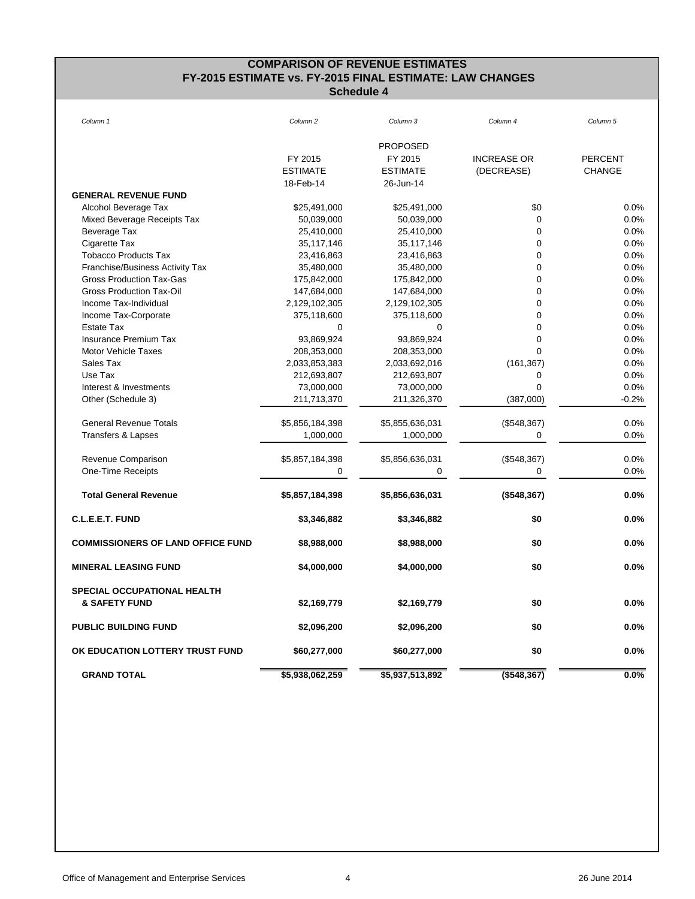# COMPARISON OF REVENUE ESTIMATES
## FY-2015 ESTIMATE vs. FY-2015 FINAL ESTIMATE: LAW CHANGES
### Schedule 4

| *Column 1* | *Column 2* | *Column 3* | *Column 4* | *Column 5* |
|---|---|---|---|---|
| | FY 2015 ESTIMATE 18-Feb-14 | PROPOSED FY 2015 ESTIMATE 26-Jun-14 | INCREASE OR (DECREASE) | PERCENT CHANGE |
| **GENERAL REVENUE FUND** | | | | |
| Alcohol Beverage Tax | $25,491,000 | $25,491,000 | $0 | 0.0% |
| Mixed Beverage Receipts Tax | 50,039,000 | 50,039,000 | 0 | 0.0% |
| Beverage Tax | 25,410,000 | 25,410,000 | 0 | 0.0% |
| Cigarette Tax | 35,117,146 | 35,117,146 | 0 | 0.0% |
| Tobacco Products Tax | 23,416,863 | 23,416,863 | 0 | 0.0% |
| Franchise/Business Activity Tax | 35,480,000 | 35,480,000 | 0 | 0.0% |
| Gross Production Tax-Gas | 175,842,000 | 175,842,000 | 0 | 0.0% |
| Gross Production Tax-Oil | 147,684,000 | 147,684,000 | 0 | 0.0% |
| Income Tax-Individual | 2,129,102,305 | 2,129,102,305 | 0 | 0.0% |
| Income Tax-Corporate | 375,118,600 | 375,118,600 | 0 | 0.0% |
| Estate Tax | 0 | 0 | 0 | 0.0% |
| Insurance Premium Tax | 93,869,924 | 93,869,924 | 0 | 0.0% |
| Motor Vehicle Taxes | 208,353,000 | 208,353,000 | 0 | 0.0% |
| Sales Tax | 2,033,853,383 | 2,033,692,016 | (161,367) | 0.0% |
| Use Tax | 212,693,807 | 212,693,807 | 0 | 0.0% |
| Interest & Investments | 73,000,000 | 73,000,000 | 0 | 0.0% |
| Other (Schedule 3) | 211,713,370 | 211,326,370 | (387,000) | -0.2% |
| General Revenue Totals | $5,856,184,398 | $5,855,636,031 | ($548,367) | 0.0% |
| Transfers & Lapses | 1,000,000 | 1,000,000 | 0 | 0.0% |
| Revenue Comparison | $5,857,184,398 | $5,856,636,031 | ($548,367) | 0.0% |
| One-Time Receipts | 0 | 0 | 0 | 0.0% |
| **Total General Revenue** | **$5,857,184,398** | **$5,856,636,031** | **($548,367)** | **0.0%** |
| **C.L.E.E.T. FUND** | **$3,346,882** | **$3,346,882** | **$0** | **0.0%** |
| **COMMISSIONERS OF LAND OFFICE FUND** | **$8,988,000** | **$8,988,000** | **$0** | **0.0%** |
| **MINERAL LEASING FUND** | **$4,000,000** | **$4,000,000** | **$0** | **0.0%** |
| **SPECIAL OCCUPATIONAL HEALTH & SAFETY FUND** | **$2,169,779** | **$2,169,779** | **$0** | **0.0%** |
| **PUBLIC BUILDING FUND** | **$2,096,200** | **$2,096,200** | **$0** | **0.0%** |
| **OK EDUCATION LOTTERY TRUST FUND** | **$60,277,000** | **$60,277,000** | **$0** | **0.0%** |
| **GRAND TOTAL** | **$5,938,062,259** | **$5,937,513,892** | **($548,367)** | **0.0%** |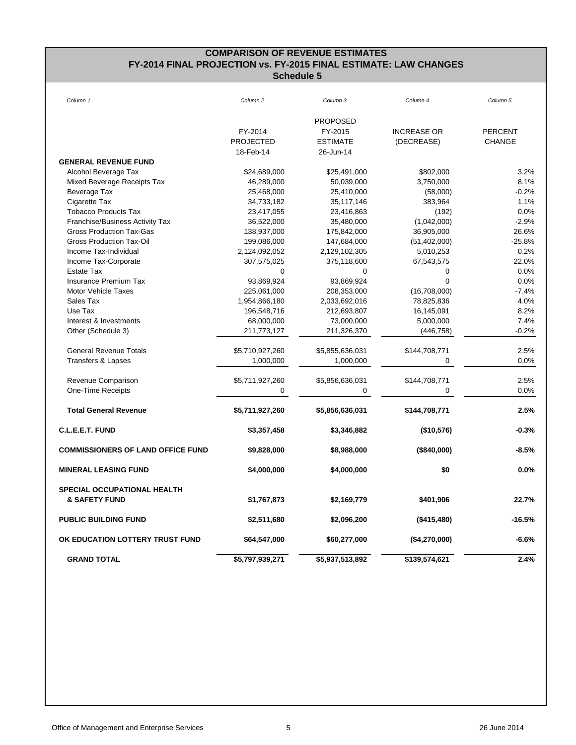# COMPARISON OF REVENUE ESTIMATES
## FY-2014 FINAL PROJECTION vs. FY-2015 FINAL ESTIMATE: LAW CHANGES
### Schedule 5

| *Column 1* | *Column 2* | *Column 3* | *Column 4* | *Column 5* |
|---|---|---|---|---|
| | FY-2014 PROJECTED 18-Feb-14 | PROPOSED FY-2015 ESTIMATE 26-Jun-14 | INCREASE OR (DECREASE) | PERCENT CHANGE |
| **GENERAL REVENUE FUND** | | | | |
| Alcohol Beverage Tax | $24,689,000 | $25,491,000 | $802,000 | 3.2% |
| Mixed Beverage Receipts Tax | 46,289,000 | 50,039,000 | 3,750,000 | 8.1% |
| Beverage Tax | 25,468,000 | 25,410,000 | (58,000) | -0.2% |
| Cigarette Tax | 34,733,182 | 35,117,146 | 383,964 | 1.1% |
| Tobacco Products Tax | 23,417,055 | 23,416,863 | (192) | 0.0% |
| Franchise/Business Activity Tax | 36,522,000 | 35,480,000 | (1,042,000) | -2.9% |
| Gross Production Tax-Gas | 138,937,000 | 175,842,000 | 36,905,000 | 26.6% |
| Gross Production Tax-Oil | 199,086,000 | 147,684,000 | (51,402,000) | -25.8% |
| Income Tax-Individual | 2,124,092,052 | 2,129,102,305 | 5,010,253 | 0.2% |
| Income Tax-Corporate | 307,575,025 | 375,118,600 | 67,543,575 | 22.0% |
| Estate Tax | 0 | 0 | 0 | 0.0% |
| Insurance Premium Tax | 93,869,924 | 93,869,924 | 0 | 0.0% |
| Motor Vehicle Taxes | 225,061,000 | 208,353,000 | (16,708,000) | -7.4% |
| Sales Tax | 1,954,866,180 | 2,033,692,016 | 78,825,836 | 4.0% |
| Use Tax | 196,548,716 | 212,693,807 | 16,145,091 | 8.2% |
| Interest & Investments | 68,000,000 | 73,000,000 | 5,000,000 | 7.4% |
| Other (Schedule 3) | 211,773,127 | 211,326,370 | (446,758) | -0.2% |
| General Revenue Totals | $5,710,927,260 | $5,855,636,031 | $144,708,771 | 2.5% |
| Transfers & Lapses | 1,000,000 | 1,000,000 | 0 | 0.0% |
| Revenue Comparison | $5,711,927,260 | $5,856,636,031 | $144,708,771 | 2.5% |
| One-Time Receipts | 0 | 0 | 0 | 0.0% |
| **Total General Revenue** | **$5,711,927,260** | **$5,856,636,031** | **$144,708,771** | **2.5%** |
| **C.L.E.E.T. FUND** | **$3,357,458** | **$3,346,882** | **($10,576)** | **-0.3%** |
| **COMMISSIONERS OF LAND OFFICE FUND** | **$9,828,000** | **$8,988,000** | **($840,000)** | **-8.5%** |
| **MINERAL LEASING FUND** | **$4,000,000** | **$4,000,000** | **$0** | **0.0%** |
| **SPECIAL OCCUPATIONAL HEALTH & SAFETY FUND** | **$1,767,873** | **$2,169,779** | **$401,906** | **22.7%** |
| **PUBLIC BUILDING FUND** | **$2,511,680** | **$2,096,200** | **($415,480)** | **-16.5%** |
| **OK EDUCATION LOTTERY TRUST FUND** | **$64,547,000** | **$60,277,000** | **($4,270,000)** | **-6.6%** |
| **GRAND TOTAL** | **$5,797,939,271** | **$5,937,513,892** | **$139,574,621** | **2.4%** |

Office of Management and Enterprise Services 26 June 2014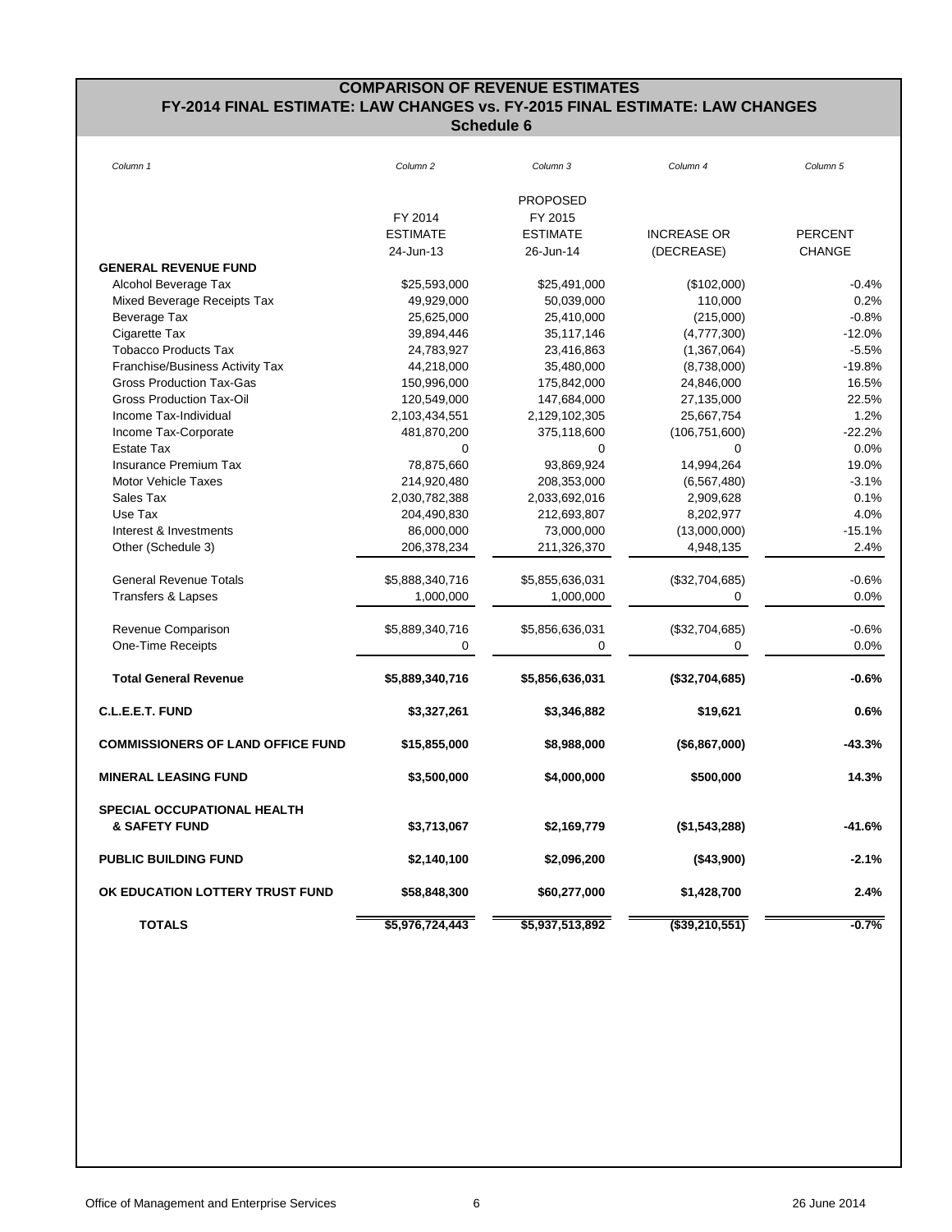## COMPARISON OF REVENUE ESTIMATES
## FY-2014 FINAL ESTIMATE: LAW CHANGES vs. FY-2015 FINAL ESTIMATE: LAW CHANGES
### Schedule 6

| *Column 1* | *Column 2* | *Column 3* | *Column 4* | *Column 5* |
|---|---|---|---|---|
| | FY 2014 ESTIMATE 24-Jun-13 | PROPOSED FY 2015 ESTIMATE 26-Jun-14 | INCREASE OR (DECREASE) | PERCENT CHANGE |
| **GENERAL REVENUE FUND** | | | | |
| Alcohol Beverage Tax | $25,593,000 | $25,491,000 | ($102,000) | -0.4% |
| Mixed Beverage Receipts Tax | 49,929,000 | 50,039,000 | 110,000 | 0.2% |
| Beverage Tax | 25,625,000 | 25,410,000 | (215,000) | -0.8% |
| Cigarette Tax | 39,894,446 | 35,117,146 | (4,777,300) | -12.0% |
| Tobacco Products Tax | 24,783,927 | 23,416,863 | (1,367,064) | -5.5% |
| Franchise/Business Activity Tax | 44,218,000 | 35,480,000 | (8,738,000) | -19.8% |
| Gross Production Tax-Gas | 150,996,000 | 175,842,000 | 24,846,000 | 16.5% |
| Gross Production Tax-Oil | 120,549,000 | 147,684,000 | 27,135,000 | 22.5% |
| Income Tax-Individual | 2,103,434,551 | 2,129,102,305 | 25,667,754 | 1.2% |
| Income Tax-Corporate | 481,870,200 | 375,118,600 | (106,751,600) | -22.2% |
| Estate Tax | 0 | 0 | 0 | 0.0% |
| Insurance Premium Tax | 78,875,660 | 93,869,924 | 14,994,264 | 19.0% |
| Motor Vehicle Taxes | 214,920,480 | 208,353,000 | (6,567,480) | -3.1% |
| Sales Tax | 2,030,782,388 | 2,033,692,016 | 2,909,628 | 0.1% |
| Use Tax | 204,490,830 | 212,693,807 | 8,202,977 | 4.0% |
| Interest & Investments | 86,000,000 | 73,000,000 | (13,000,000) | -15.1% |
| Other (Schedule 3) | 206,378,234 | 211,326,370 | 4,948,135 | 2.4% |
| General Revenue Totals | $5,888,340,716 | $5,855,636,031 | ($32,704,685) | -0.6% |
| Transfers & Lapses | 1,000,000 | 1,000,000 | 0 | 0.0% |
| Revenue Comparison | $5,889,340,716 | $5,856,636,031 | ($32,704,685) | -0.6% |
| One-Time Receipts | 0 | 0 | 0 | 0.0% |
| **Total General Revenue** | **$5,889,340,716** | **$5,856,636,031** | **($32,704,685)** | **-0.6%** |
| **C.L.E.E.T. FUND** | **$3,327,261** | **$3,346,882** | **$19,621** | **0.6%** |
| **COMMISSIONERS OF LAND OFFICE FUND** | **$15,855,000** | **$8,988,000** | **($6,867,000)** | **-43.3%** |
| **MINERAL LEASING FUND** | **$3,500,000** | **$4,000,000** | **$500,000** | **14.3%** |
| **SPECIAL OCCUPATIONAL HEALTH & SAFETY FUND** | **$3,713,067** | **$2,169,779** | **($1,543,288)** | **-41.6%** |
| **PUBLIC BUILDING FUND** | **$2,140,100** | **$2,096,200** | **($43,900)** | **-2.1%** |
| **OK EDUCATION LOTTERY TRUST FUND** | **$58,848,300** | **$60,277,000** | **$1,428,700** | **2.4%** |
| **TOTALS** | **$5,976,724,443** | **$5,937,513,892** | **($39,210,551)** | **-0.7%** |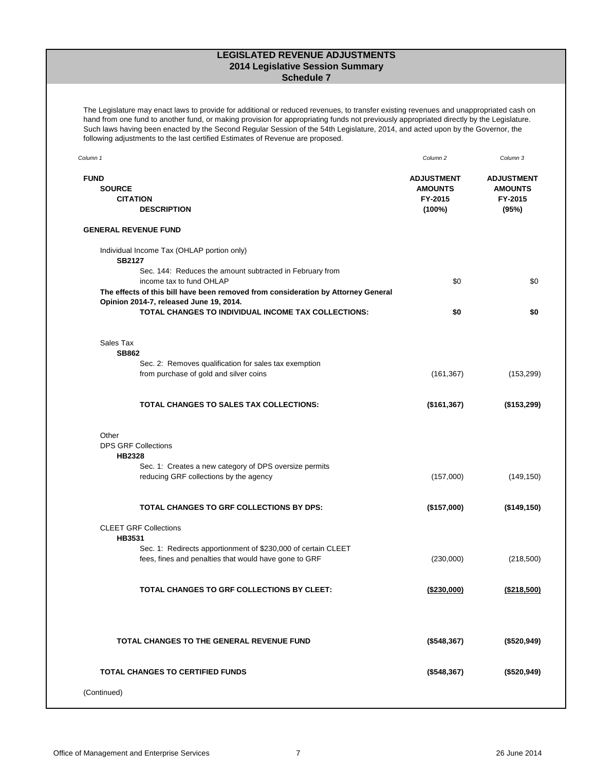# LEGISLATED REVENUE ADJUSTMENTS
## 2014 Legislative Session Summary
### Schedule 7

The Legislature may enact laws to provide for additional or reduced revenues, to transfer existing revenues and unappropriated cash on hand from one fund to another fund, or making provision for appropriating funds not previously appropriated directly by the Legislature. Such laws having been enacted by the Second Regular Session of the 54th Legislature, 2014, and acted upon by the Governor, the following adjustments to the last certified Estimates of Revenue are proposed.

| *Column 1* | *Column 2* | *Column 3* |
|---|---|---|
| **FUND**<br>**SOURCE**<br>**CITATION**<br>**DESCRIPTION** | **ADJUSTMENT AMOUNTS FY-2015 (100%)** | **ADJUSTMENT AMOUNTS FY-2015 (95%)** |
| **GENERAL REVENUE FUND** | | |
| Individual Income Tax (OHLAP portion only) | | |
| **SB2127** | | |
| Sec. 144: Reduces the amount subtracted in February from income tax to fund OHLAP | $0 | $0 |
| **The effects of this bill have been removed from consideration by Attorney General Opinion 2014-7, released June 19, 2014.** | | |
| **TOTAL CHANGES TO INDIVIDUAL INCOME TAX COLLECTIONS:** | **$0** | **$0** |
| Sales Tax | | |
| **SB862** | | |
| Sec. 2: Removes qualification for sales tax exemption from purchase of gold and silver coins | (161,367) | (153,299) |
| **TOTAL CHANGES TO SALES TAX COLLECTIONS:** | **($161,367)** | **($153,299)** |
| Other | | |
| DPS GRF Collections | | |
| **HB2328** | | |
| Sec. 1: Creates a new category of DPS oversize permits reducing GRF collections by the agency | (157,000) | (149,150) |
| **TOTAL CHANGES TO GRF COLLECTIONS BY DPS:** | **($157,000)** | **($149,150)** |
| CLEET GRF Collections | | |
| **HB3531** | | |
| Sec. 1: Redirects apportionment of $230,000 of certain CLEET fees, fines and penalties that would have gone to GRF | (230,000) | (218,500) |
| **TOTAL CHANGES TO GRF COLLECTIONS BY CLEET:** | **($230,000)** | **($218,500)** |
| **TOTAL CHANGES TO THE GENERAL REVENUE FUND** | **($548,367)** | **($520,949)** |
| **TOTAL CHANGES TO CERTIFIED FUNDS** | **($548,367)** | **($520,949)** |

(Continued)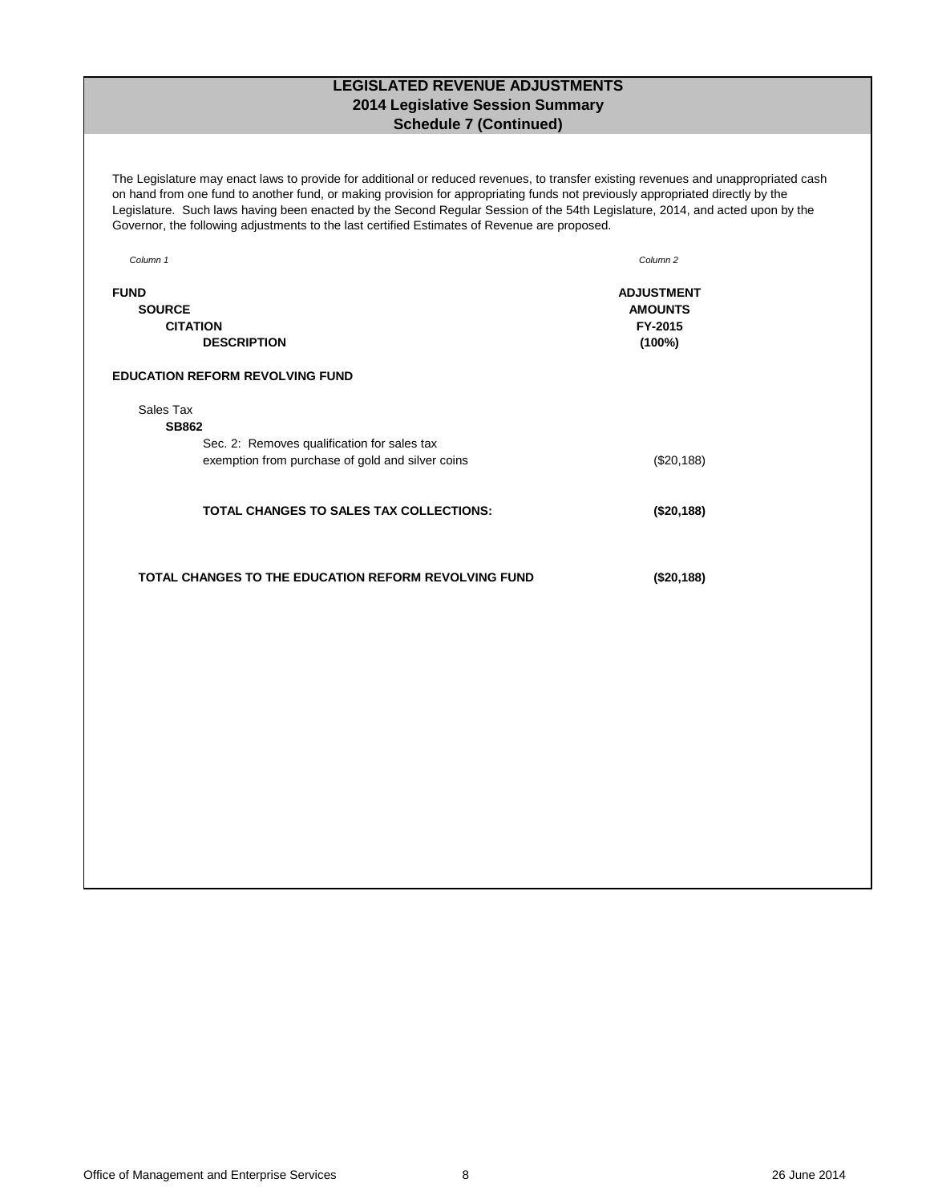# LEGISLATED REVENUE ADJUSTMENTS
## 2014 Legislative Session Summary
## Schedule 7 (Continued)

The Legislature may enact laws to provide for additional or reduced revenues, to transfer existing revenues and unappropriated cash on hand from one fund to another fund, or making provision for appropriating funds not previously appropriated directly by the Legislature. Such laws having been enacted by the Second Regular Session of the 54th Legislature, 2014, and acted upon by the Governor, the following adjustments to the last certified Estimates of Revenue are proposed.

| *Column 1* | *Column 2* |
|---|---|
| **FUND** / **SOURCE** / **CITATION** / **DESCRIPTION** | **ADJUSTMENT AMOUNTS FY-2015 (100%)** |
| **EDUCATION REFORM REVOLVING FUND** | |
| Sales Tax | |
| **SB862** | |
| Sec. 2: Removes qualification for sales tax exemption from purchase of gold and silver coins | ($20,188) |
| **TOTAL CHANGES TO SALES TAX COLLECTIONS:** | **($20,188)** |
| **TOTAL CHANGES TO THE EDUCATION REFORM REVOLVING FUND** | **($20,188)** |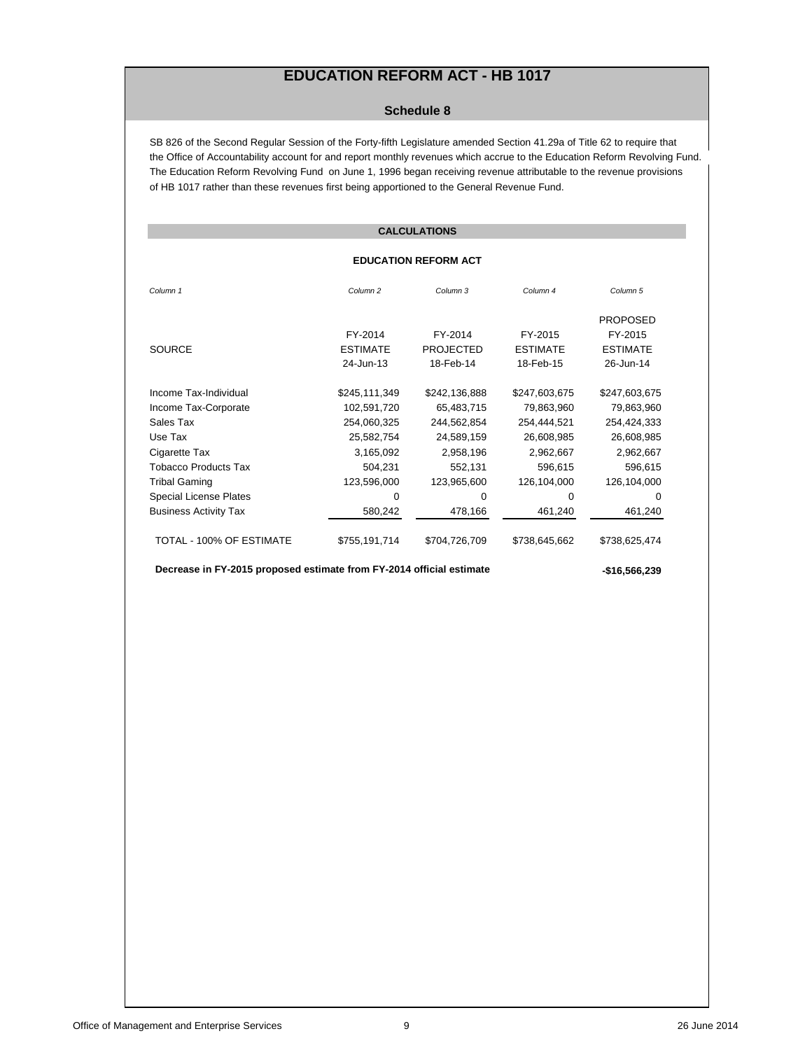# EDUCATION REFORM ACT - HB 1017

## Schedule 8

SB 826 of the Second Regular Session of the Forty-fifth Legislature amended Section 41.29a of Title 62 to require that the Office of Accountability account for and report monthly revenues which accrue to the Education Reform Revolving Fund. The Education Reform Revolving Fund on June 1, 1996 began receiving revenue attributable to the revenue provisions of HB 1017 rather than these revenues first being apportioned to the General Revenue Fund.

### CALCULATIONS

**EDUCATION REFORM ACT**

| *Column 1* | *Column 2* | *Column 3* | *Column 4* | *Column 5* |
|---|---|---|---|---|
| SOURCE | FY-2014 ESTIMATE 24-Jun-13 | FY-2014 PROJECTED 18-Feb-14 | FY-2015 ESTIMATE 18-Feb-15 | PROPOSED FY-2015 ESTIMATE 26-Jun-14 |
| Income Tax-Individual | $245,111,349 | $242,136,888 | $247,603,675 | $247,603,675 |
| Income Tax-Corporate | 102,591,720 | 65,483,715 | 79,863,960 | 79,863,960 |
| Sales Tax | 254,060,325 | 244,562,854 | 254,444,521 | 254,424,333 |
| Use Tax | 25,582,754 | 24,589,159 | 26,608,985 | 26,608,985 |
| Cigarette Tax | 3,165,092 | 2,958,196 | 2,962,667 | 2,962,667 |
| Tobacco Products Tax | 504,231 | 552,131 | 596,615 | 596,615 |
| Tribal Gaming | 123,596,000 | 123,965,600 | 126,104,000 | 126,104,000 |
| Special License Plates | 0 | 0 | 0 | 0 |
| Business Activity Tax | 580,242 | 478,166 | 461,240 | 461,240 |
| TOTAL - 100% OF ESTIMATE | $755,191,714 | $704,726,709 | $738,645,662 | $738,625,474 |

**Decrease in FY-2015 proposed estimate from FY-2014 official estimate** **-$16,566,239**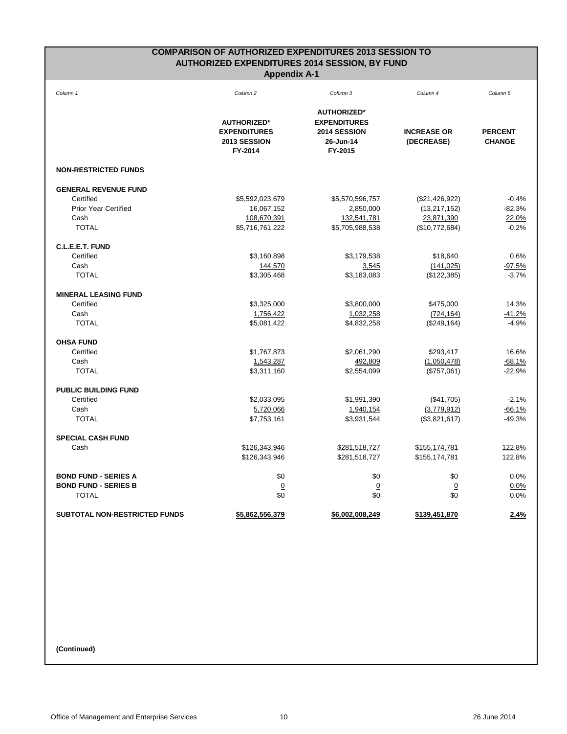# COMPARISON OF AUTHORIZED EXPENDITURES 2013 SESSION TO AUTHORIZED EXPENDITURES 2014 SESSION, BY FUND

## Appendix A-1

| *Column 1* | *Column 2* | *Column 3* | *Column 4* | *Column 5* |
|---|---|---|---|---|
| | **AUTHORIZED* EXPENDITURES 2013 SESSION FY-2014** | **AUTHORIZED* EXPENDITURES 2014 SESSION 26-Jun-14 FY-2015** | **INCREASE OR (DECREASE)** | **PERCENT CHANGE** |
| **NON-RESTRICTED FUNDS** | | | | |
| **GENERAL REVENUE FUND** | | | | |
| Certified | $5,592,023,679 | $5,570,596,757 | ($21,426,922) | -0.4% |
| Prior Year Certified | 16,067,152 | 2,850,000 | (13,217,152) | -82.3% |
| Cash | 108,670,391 | 132,541,781 | 23,871,390 | 22.0% |
| TOTAL | $5,716,761,222 | $5,705,988,538 | ($10,772,684) | -0.2% |
| **C.L.E.E.T. FUND** | | | | |
| Certified | $3,160,898 | $3,179,538 | $18,640 | 0.6% |
| Cash | 144,570 | 3,545 | (141,025) | -97.5% |
| TOTAL | $3,305,468 | $3,183,083 | ($122,385) | -3.7% |
| **MINERAL LEASING FUND** | | | | |
| Certified | $3,325,000 | $3,800,000 | $475,000 | 14.3% |
| Cash | 1,756,422 | 1,032,258 | (724,164) | -41.2% |
| TOTAL | $5,081,422 | $4,832,258 | ($249,164) | -4.9% |
| **OHSA FUND** | | | | |
| Certified | $1,767,873 | $2,061,290 | $293,417 | 16.6% |
| Cash | 1,543,287 | 492,809 | (1,050,478) | -68.1% |
| TOTAL | $3,311,160 | $2,554,099 | ($757,061) | -22.9% |
| **PUBLIC BUILDING FUND** | | | | |
| Certified | $2,033,095 | $1,991,390 | ($41,705) | -2.1% |
| Cash | 5,720,066 | 1,940,154 | (3,779,912) | -66.1% |
| TOTAL | $7,753,161 | $3,931,544 | ($3,821,617) | -49.3% |
| **SPECIAL CASH FUND** | | | | |
| Cash | $126,343,946 | $281,518,727 | $155,174,781 | 122.8% |
| | $126,343,946 | $281,518,727 | $155,174,781 | 122.8% |
| **BOND FUND - SERIES A** | $0 | $0 | $0 | 0.0% |
| **BOND FUND - SERIES B** | 0 | 0 | 0 | 0.0% |
| TOTAL | $0 | $0 | $0 | 0.0% |
| **SUBTOTAL NON-RESTRICTED FUNDS** | **$5,862,556,379** | **$6,002,008,249** | **$139,451,870** | **2.4%** |

**(Continued)**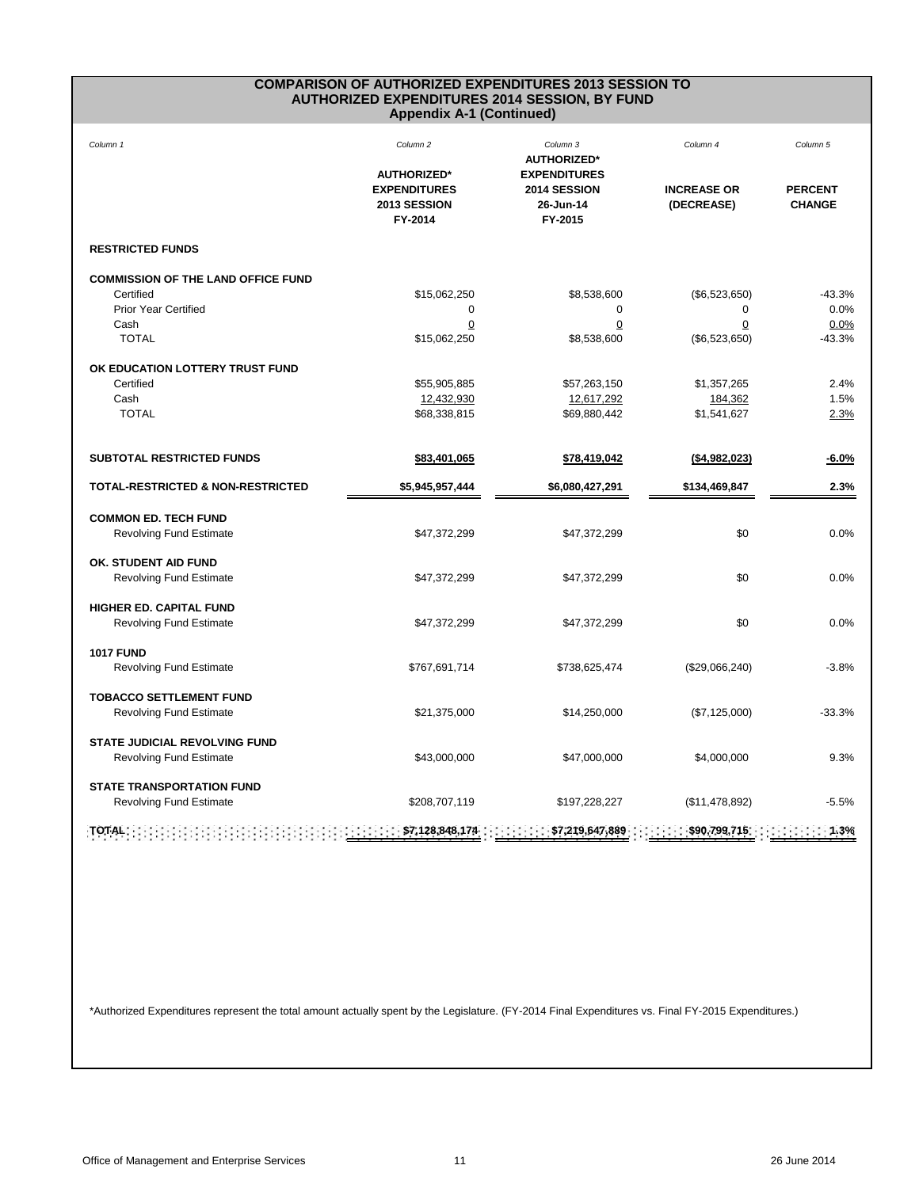## COMPARISON OF AUTHORIZED EXPENDITURES 2013 SESSION TO AUTHORIZED EXPENDITURES 2014 SESSION, BY FUND
### Appendix A-1 (Continued)

| *Column 1* | *Column 2*<br>**AUTHORIZED\* EXPENDITURES 2013 SESSION FY-2014** | *Column 3*<br>**AUTHORIZED\* EXPENDITURES 2014 SESSION 26-Jun-14 FY-2015** | *Column 4*<br>**INCREASE OR (DECREASE)** | *Column 5*<br>**PERCENT CHANGE** |
|---|---|---|---|---|
| **RESTRICTED FUNDS** | | | | |
| **COMMISSION OF THE LAND OFFICE FUND** | | | | |
| Certified | $15,062,250 | $8,538,600 | ($6,523,650) | -43.3% |
| Prior Year Certified | 0 | 0 | 0 | 0.0% |
| Cash | 0 | 0 | 0 | 0.0% |
| TOTAL | $15,062,250 | $8,538,600 | ($6,523,650) | -43.3% |
| **OK EDUCATION LOTTERY TRUST FUND** | | | | |
| Certified | $55,905,885 | $57,263,150 | $1,357,265 | 2.4% |
| Cash | 12,432,930 | 12,617,292 | 184,362 | 1.5% |
| TOTAL | $68,338,815 | $69,880,442 | $1,541,627 | 2.3% |
| **SUBTOTAL RESTRICTED FUNDS** | **$83,401,065** | **$78,419,042** | **($4,982,023)** | **-6.0%** |
| **TOTAL-RESTRICTED & NON-RESTRICTED** | **$5,945,957,444** | **$6,080,427,291** | **$134,469,847** | **2.3%** |
| **COMMON ED. TECH FUND** | | | | |
| Revolving Fund Estimate | $47,372,299 | $47,372,299 | $0 | 0.0% |
| **OK. STUDENT AID FUND** | | | | |
| Revolving Fund Estimate | $47,372,299 | $47,372,299 | $0 | 0.0% |
| **HIGHER ED. CAPITAL FUND** | | | | |
| Revolving Fund Estimate | $47,372,299 | $47,372,299 | $0 | 0.0% |
| **1017 FUND** | | | | |
| Revolving Fund Estimate | $767,691,714 | $738,625,474 | ($29,066,240) | -3.8% |
| **TOBACCO SETTLEMENT FUND** | | | | |
| Revolving Fund Estimate | $21,375,000 | $14,250,000 | ($7,125,000) | -33.3% |
| **STATE JUDICIAL REVOLVING FUND** | | | | |
| Revolving Fund Estimate | $43,000,000 | $47,000,000 | $4,000,000 | 9.3% |
| **STATE TRANSPORTATION FUND** | | | | |
| Revolving Fund Estimate | $208,707,119 | $197,228,227 | ($11,478,892) | -5.5% |
| **TOTAL** | **$7,128,848,174** | **$7,219,647,889** | **$90,799,715** | **1.3%** |

*Authorized Expenditures represent the total amount actually spent by the Legislature. (FY-2014 Final Expenditures vs. Final FY-2015 Expenditures.)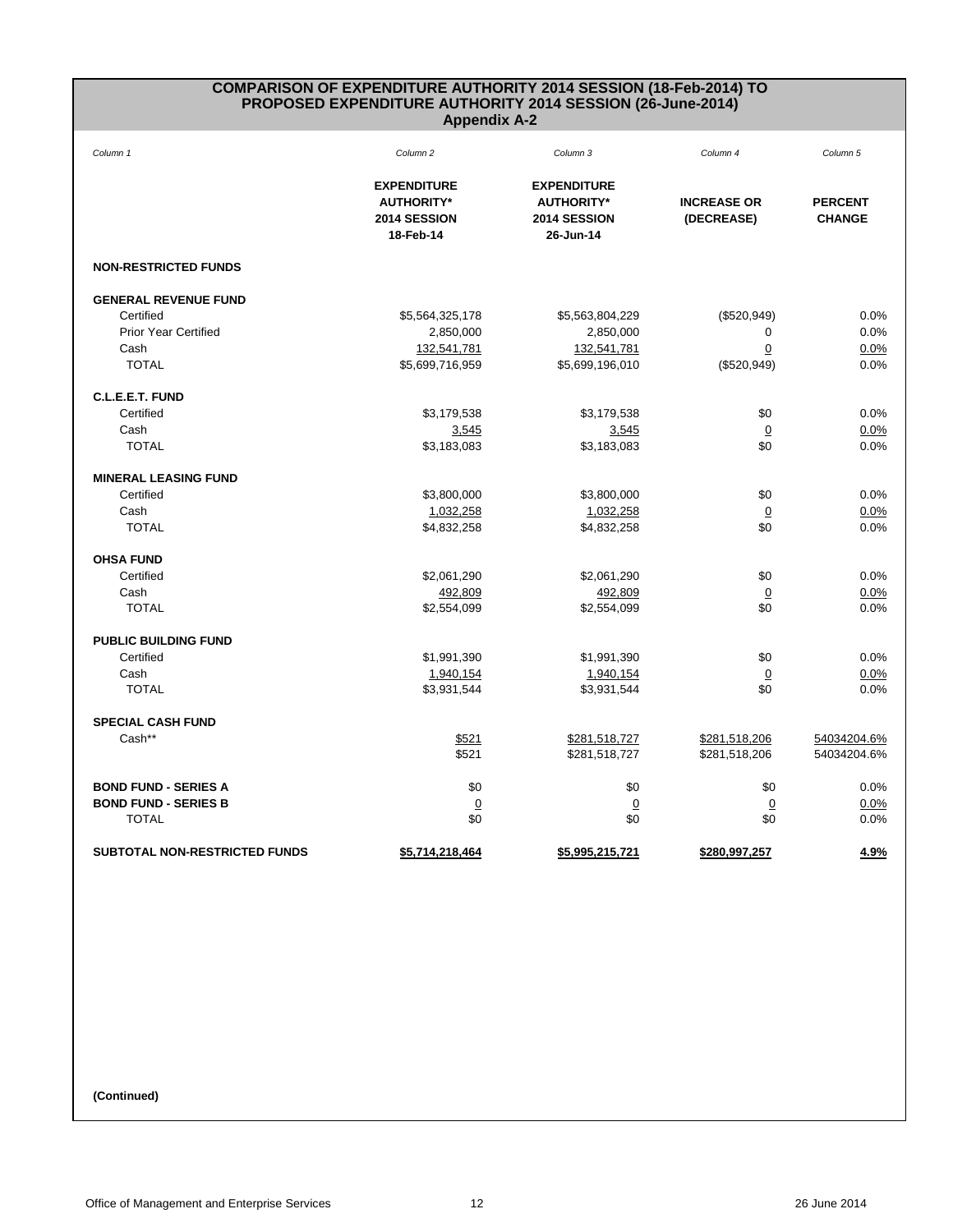## COMPARISON OF EXPENDITURE AUTHORITY 2014 SESSION (18-Feb-2014) TO PROPOSED EXPENDITURE AUTHORITY 2014 SESSION (26-June-2014)

### Appendix A-2

| *Column 1* | *Column 2* | *Column 3* | *Column 4* | *Column 5* |
|---|---|---|---|---|
| | **EXPENDITURE AUTHORITY* 2014 SESSION 18-Feb-14** | **EXPENDITURE AUTHORITY* 2014 SESSION 26-Jun-14** | **INCREASE OR (DECREASE)** | **PERCENT CHANGE** |
| **NON-RESTRICTED FUNDS** | | | | |
| **GENERAL REVENUE FUND** | | | | |
| Certified | $5,564,325,178 | $5,563,804,229 | ($520,949) | 0.0% |
| Prior Year Certified | 2,850,000 | 2,850,000 | 0 | 0.0% |
| Cash | 132,541,781 | 132,541,781 | 0 | 0.0% |
| TOTAL | $5,699,716,959 | $5,699,196,010 | ($520,949) | 0.0% |
| **C.L.E.E.T. FUND** | | | | |
| Certified | $3,179,538 | $3,179,538 | $0 | 0.0% |
| Cash | 3,545 | 3,545 | 0 | 0.0% |
| TOTAL | $3,183,083 | $3,183,083 | $0 | 0.0% |
| **MINERAL LEASING FUND** | | | | |
| Certified | $3,800,000 | $3,800,000 | $0 | 0.0% |
| Cash | 1,032,258 | 1,032,258 | 0 | 0.0% |
| TOTAL | $4,832,258 | $4,832,258 | $0 | 0.0% |
| **OHSA FUND** | | | | |
| Certified | $2,061,290 | $2,061,290 | $0 | 0.0% |
| Cash | 492,809 | 492,809 | 0 | 0.0% |
| TOTAL | $2,554,099 | $2,554,099 | $0 | 0.0% |
| **PUBLIC BUILDING FUND** | | | | |
| Certified | $1,991,390 | $1,991,390 | $0 | 0.0% |
| Cash | 1,940,154 | 1,940,154 | 0 | 0.0% |
| TOTAL | $3,931,544 | $3,931,544 | $0 | 0.0% |
| **SPECIAL CASH FUND** | | | | |
| Cash** | $521 | $281,518,727 | $281,518,206 | 54034204.6% |
| | $521 | $281,518,727 | $281,518,206 | 54034204.6% |
| **BOND FUND - SERIES A** | $0 | $0 | $0 | 0.0% |
| **BOND FUND - SERIES B** | 0 | 0 | 0 | 0.0% |
| TOTAL | $0 | $0 | $0 | 0.0% |
| **SUBTOTAL NON-RESTRICTED FUNDS** | **$5,714,218,464** | **$5,995,215,721** | **$280,997,257** | **4.9%** |

**(Continued)**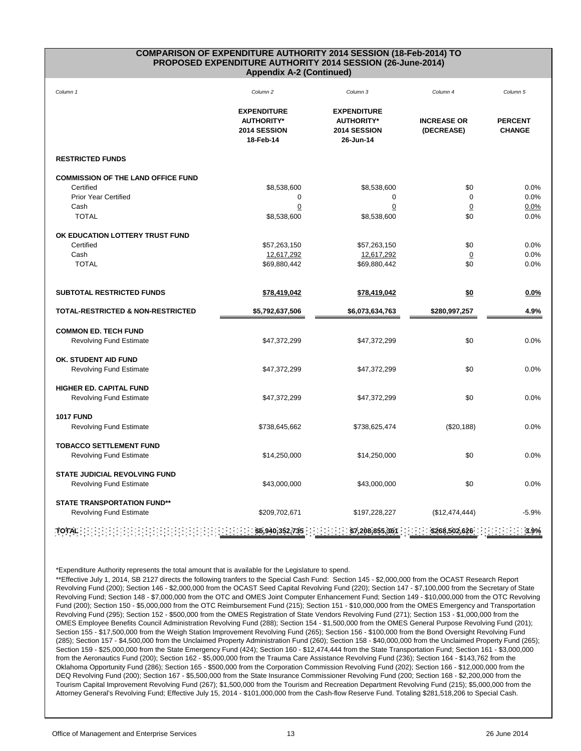## COMPARISON OF EXPENDITURE AUTHORITY 2014 SESSION (18-Feb-2014) TO PROPOSED EXPENDITURE AUTHORITY 2014 SESSION (26-June-2014)
### Appendix A-2 (Continued)

| *Column 1* | *Column 2* | *Column 3* | *Column 4* | *Column 5* |
|---|---|---|---|---|
| | **EXPENDITURE AUTHORITY* 2014 SESSION 18-Feb-14** | **EXPENDITURE AUTHORITY* 2014 SESSION 26-Jun-14** | **INCREASE OR (DECREASE)** | **PERCENT CHANGE** |
| **RESTRICTED FUNDS** | | | | |
| **COMMISSION OF THE LAND OFFICE FUND** | | | | |
| Certified | $8,538,600 | $8,538,600 | $0 | 0.0% |
| Prior Year Certified | 0 | 0 | 0 | 0.0% |
| Cash | 0 | 0 | 0 | 0.0% |
| TOTAL | $8,538,600 | $8,538,600 | $0 | 0.0% |
| **OK EDUCATION LOTTERY TRUST FUND** | | | | |
| Certified | $57,263,150 | $57,263,150 | $0 | 0.0% |
| Cash | 12,617,292 | 12,617,292 | 0 | 0.0% |
| TOTAL | $69,880,442 | $69,880,442 | $0 | 0.0% |
| **SUBTOTAL RESTRICTED FUNDS** | **$78,419,042** | **$78,419,042** | **$0** | **0.0%** |
| **TOTAL-RESTRICTED & NON-RESTRICTED** | **$5,792,637,506** | **$6,073,634,763** | **$280,997,257** | **4.9%** |
| **COMMON ED. TECH FUND** | | | | |
| Revolving Fund Estimate | $47,372,299 | $47,372,299 | $0 | 0.0% |
| **OK. STUDENT AID FUND** | | | | |
| Revolving Fund Estimate | $47,372,299 | $47,372,299 | $0 | 0.0% |
| **HIGHER ED. CAPITAL FUND** | | | | |
| Revolving Fund Estimate | $47,372,299 | $47,372,299 | $0 | 0.0% |
| **1017 FUND** | | | | |
| Revolving Fund Estimate | $738,645,662 | $738,625,474 | ($20,188) | 0.0% |
| **TOBACCO SETTLEMENT FUND** | | | | |
| Revolving Fund Estimate | $14,250,000 | $14,250,000 | $0 | 0.0% |
| **STATE JUDICIAL REVOLVING FUND** | | | | |
| Revolving Fund Estimate | $43,000,000 | $43,000,000 | $0 | 0.0% |
| **STATE TRANSPORTATION FUND**** | | | | |
| Revolving Fund Estimate | $209,702,671 | $197,228,227 | ($12,474,444) | -5.9% |
| **TOTAL** | **$6,940,352,735** | **$7,208,855,361** | **$268,502,626** | **3.9%** |

*Expenditure Authority represents the total amount that is available for the Legislature to spend.

**Effective July 1, 2014, SB 2127 directs the following tranfers to the Special Cash Fund: Section 145 - $2,000,000 from the OCAST Research Report Revolving Fund (200); Section 146 - $2,000,000 from the OCAST Seed Capital Revolving Fund (220); Section 147 - $7,100,000 from the Secretary of State Revolving Fund; Section 148 - $7,000,000 from the OTC and OMES Joint Computer Enhancement Fund; Section 149 - $10,000,000 from the OTC Revolving Fund (200); Section 150 - $5,000,000 from the OTC Reimbursement Fund (215); Section 151 - $10,000,000 from the OMES Emergency and Transportation Revolving Fund (295); Section 152 - $500,000 from the OMES Registration of State Vendors Revolving Fund (271); Section 153 - $1,000,000 from the OMES Employee Benefits Council Administration Revolving Fund (288); Section 154 - $1,500,000 from the OMES General Purpose Revolving Fund (201); Section 155 - $17,500,000 from the Weigh Station Improvement Revolving Fund (265); Section 156 - $100,000 from the Bond Oversight Revolving Fund (285); Section 157 - $4,500,000 from the Unclaimed Property Administration Fund (260); Section 158 - $40,000,000 from the Unclaimed Property Fund (265); Section 159 - $25,000,000 from the State Emergency Fund (424); Section 160 - $12,474,444 from the State Transportation Fund; Section 161 - $3,000,000 from the Aeronautics Fund (200); Section 162 - $5,000,000 from the Trauma Care Assistance Revolving Fund (236); Section 164 - $143,762 from the Oklahoma Opportunity Fund (286); Section 165 - $500,000 from the Corporation Commission Revolving Fund (202); Section 166 - $12,000,000 from the DEQ Revolving Fund (200); Section 167 - $5,500,000 from the State Insurance Commissioner Revolving Fund (200; Section 168 - $2,200,000 from the Tourism Capital Improvement Revolving Fund (267); $1,500,000 from the Tourism and Recreation Department Revolving Fund (215); $5,000,000 from the Attorney General's Revolving Fund; Effective July 15, 2014 - $101,000,000 from the Cash-flow Reserve Fund. Totaling $281,518,206 to Special Cash.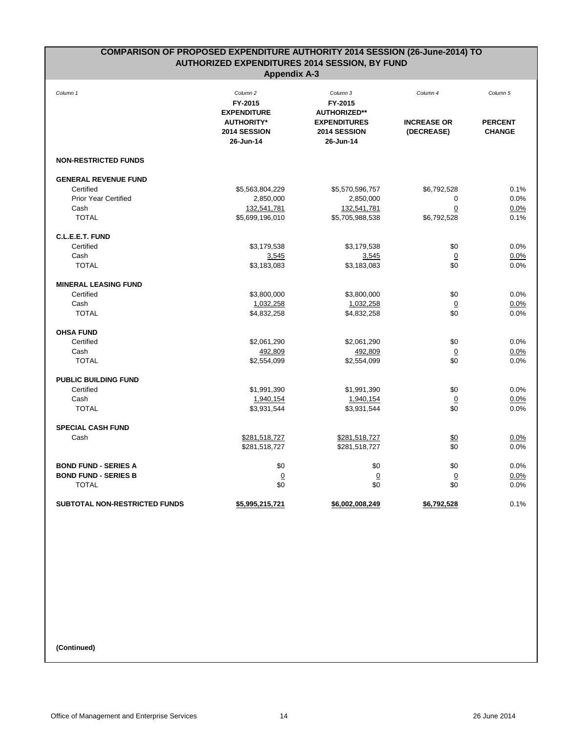## COMPARISON OF PROPOSED EXPENDITURE AUTHORITY 2014 SESSION (26-June-2014) TO AUTHORIZED EXPENDITURES 2014 SESSION, BY FUND

### Appendix A-3

| *Column 1* | *Column 2*<br>**FY-2015 EXPENDITURE AUTHORITY* 2014 SESSION 26-Jun-14** | *Column 3*<br>**FY-2015 AUTHORIZED** EXPENDITURES 2014 SESSION 26-Jun-14** | *Column 4*<br>**INCREASE OR (DECREASE)** | *Column 5*<br>**PERCENT CHANGE** |
|---|---|---|---|---|
| **NON-RESTRICTED FUNDS** | | | | |
| **GENERAL REVENUE FUND** | | | | |
| Certified | $5,563,804,229 | $5,570,596,757 | $6,792,528 | 0.1% |
| Prior Year Certified | 2,850,000 | 2,850,000 | 0 | 0.0% |
| Cash | 132,541,781 | 132,541,781 | 0 | 0.0% |
| TOTAL | $5,699,196,010 | $5,705,988,538 | $6,792,528 | 0.1% |
| **C.L.E.E.T. FUND** | | | | |
| Certified | $3,179,538 | $3,179,538 | $0 | 0.0% |
| Cash | 3,545 | 3,545 | 0 | 0.0% |
| TOTAL | $3,183,083 | $3,183,083 | $0 | 0.0% |
| **MINERAL LEASING FUND** | | | | |
| Certified | $3,800,000 | $3,800,000 | $0 | 0.0% |
| Cash | 1,032,258 | 1,032,258 | 0 | 0.0% |
| TOTAL | $4,832,258 | $4,832,258 | $0 | 0.0% |
| **OHSA FUND** | | | | |
| Certified | $2,061,290 | $2,061,290 | $0 | 0.0% |
| Cash | 492,809 | 492,809 | 0 | 0.0% |
| TOTAL | $2,554,099 | $2,554,099 | $0 | 0.0% |
| **PUBLIC BUILDING FUND** | | | | |
| Certified | $1,991,390 | $1,991,390 | $0 | 0.0% |
| Cash | 1,940,154 | 1,940,154 | 0 | 0.0% |
| TOTAL | $3,931,544 | $3,931,544 | $0 | 0.0% |
| **SPECIAL CASH FUND** | | | | |
| Cash | $281,518,727 | $281,518,727 | $0 | 0.0% |
| | $281,518,727 | $281,518,727 | $0 | 0.0% |
| **BOND FUND - SERIES A** | $0 | $0 | $0 | 0.0% |
| **BOND FUND - SERIES B** | 0 | 0 | 0 | 0.0% |
| TOTAL | $0 | $0 | $0 | 0.0% |
| **SUBTOTAL NON-RESTRICTED FUNDS** | **$5,995,215,721** | **$6,002,008,249** | **$6,792,528** | 0.1% |

**(Continued)**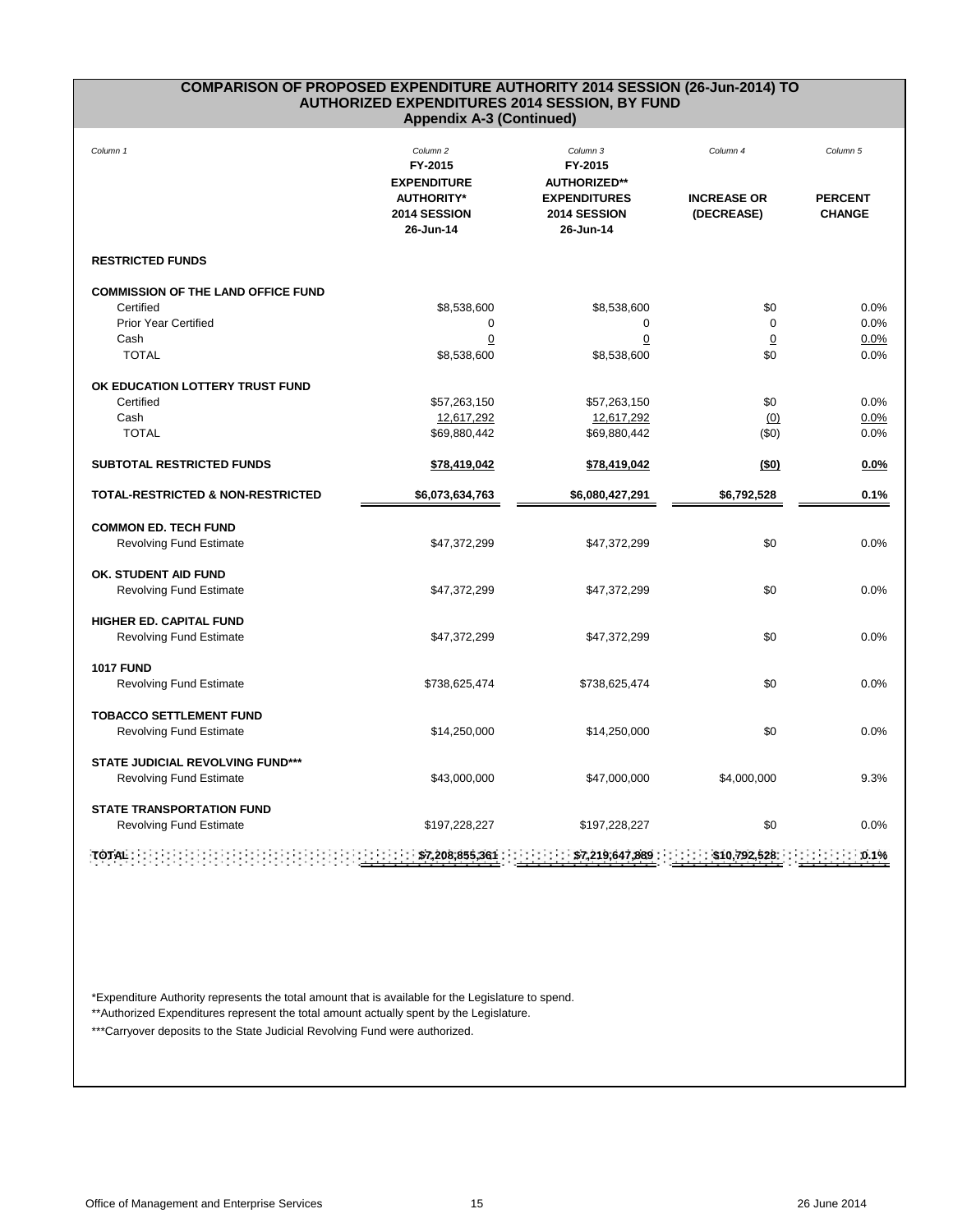## COMPARISON OF PROPOSED EXPENDITURE AUTHORITY 2014 SESSION (26-Jun-2014) TO AUTHORIZED EXPENDITURES 2014 SESSION, BY FUND
### Appendix A-3 (Continued)

| *Column 1* | *Column 2* FY-2015 EXPENDITURE AUTHORITY* 2014 SESSION 26-Jun-14 | *Column 3* FY-2015 AUTHORIZED** EXPENDITURES 2014 SESSION 26-Jun-14 | *Column 4* INCREASE OR (DECREASE) | *Column 5* PERCENT CHANGE |
|---|---|---|---|---|
| **RESTRICTED FUNDS** | | | | |
| **COMMISSION OF THE LAND OFFICE FUND** | | | | |
| Certified | $8,538,600 | $8,538,600 | $0 | 0.0% |
| Prior Year Certified | 0 | 0 | 0 | 0.0% |
| Cash | 0 | 0 | 0 | 0.0% |
| TOTAL | $8,538,600 | $8,538,600 | $0 | 0.0% |
| **OK EDUCATION LOTTERY TRUST FUND** | | | | |
| Certified | $57,263,150 | $57,263,150 | $0 | 0.0% |
| Cash | 12,617,292 | 12,617,292 | (0) | 0.0% |
| TOTAL | $69,880,442 | $69,880,442 | ($0) | 0.0% |
| **SUBTOTAL RESTRICTED FUNDS** | **$78,419,042** | **$78,419,042** | **($0)** | **0.0%** |
| **TOTAL-RESTRICTED & NON-RESTRICTED** | **$6,073,634,763** | **$6,080,427,291** | **$6,792,528** | **0.1%** |
| **COMMON ED. TECH FUND** | | | | |
| Revolving Fund Estimate | $47,372,299 | $47,372,299 | $0 | 0.0% |
| **OK. STUDENT AID FUND** | | | | |
| Revolving Fund Estimate | $47,372,299 | $47,372,299 | $0 | 0.0% |
| **HIGHER ED. CAPITAL FUND** | | | | |
| Revolving Fund Estimate | $47,372,299 | $47,372,299 | $0 | 0.0% |
| **1017 FUND** | | | | |
| Revolving Fund Estimate | $738,625,474 | $738,625,474 | $0 | 0.0% |
| **TOBACCO SETTLEMENT FUND** | | | | |
| Revolving Fund Estimate | $14,250,000 | $14,250,000 | $0 | 0.0% |
| **STATE JUDICIAL REVOLVING FUND*** ** | | | | |
| Revolving Fund Estimate | $43,000,000 | $47,000,000 | $4,000,000 | 9.3% |
| **STATE TRANSPORTATION FUND** | | | | |
| Revolving Fund Estimate | $197,228,227 | $197,228,227 | $0 | 0.0% |
| **TOTAL** | **$7,208,855,361** | **$7,219,647,889** | **$10,792,528** | **0.1%** |

*Expenditure Authority represents the total amount that is available for the Legislature to spend.

**Authorized Expenditures represent the total amount actually spent by the Legislature.

***Carryover deposits to the State Judicial Revolving Fund were authorized.